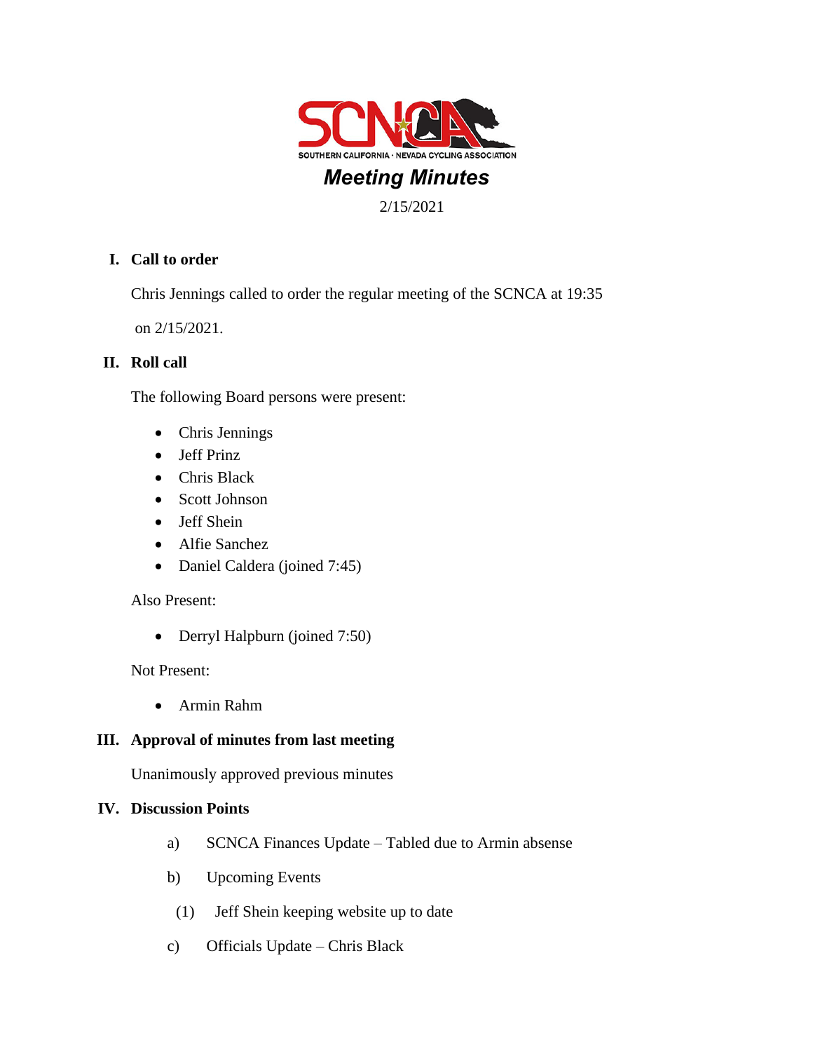SOUTHERN CALIFORNIA · NEVADA CYCLING ASSOCIATION

# *Meeting Minutes*

2/15/2021

## I. Call to order

Chris Jennings called to order the regular meeting of the SCNCA at 19:35

on 2/15/2021.

## II. Roll call

The following Board persons were present:

- Chris Jennings
- Jeff Prinz
- Chris Black
- Scott Johnson
- Jeff Shein
- Alfie Sanchez
- Daniel Caldera (joined 7:45)

Also Present:

- Derryl Halpburn (joined 7:50)

Not Present:

- Armin Rahm

## III. Approval of minutes from last meeting

Unanimously approved previous minutes

## IV. Discussion Points

a) SCNCA Finances Update – Tabled due to Armin absense

b) Upcoming Events

(1) Jeff Shein keeping website up to date

c) Officials Update – Chris Black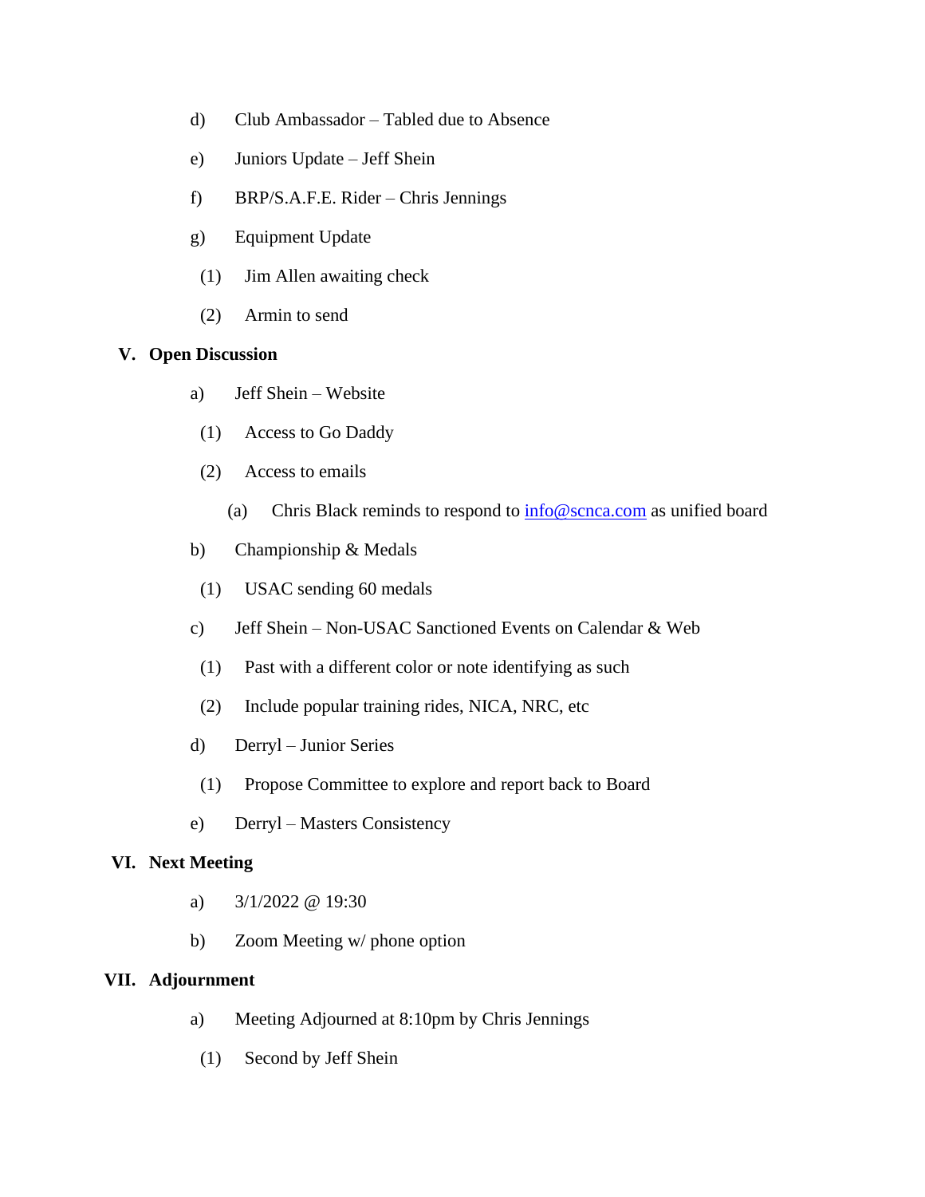d) Club Ambassador – Tabled due to Absence

e) Juniors Update – Jeff Shein

f) BRP/S.A.F.E. Rider – Chris Jennings

g) Equipment Update

  (1) Jim Allen awaiting check

  (2) Armin to send

## V. Open Discussion

a) Jeff Shein – Website

  (1) Access to Go Daddy

  (2) Access to emails

    (a) Chris Black reminds to respond to [info@scnca.com](mailto:info@scnca.com) as unified board

b) Championship & Medals

  (1) USAC sending 60 medals

c) Jeff Shein – Non-USAC Sanctioned Events on Calendar & Web

  (1) Past with a different color or note identifying as such

  (2) Include popular training rides, NICA, NRC, etc

d) Derryl – Junior Series

  (1) Propose Committee to explore and report back to Board

e) Derryl – Masters Consistency

## VI. Next Meeting

a) 3/1/2022 @ 19:30

b) Zoom Meeting w/ phone option

## VII. Adjournment

a) Meeting Adjourned at 8:10pm by Chris Jennings

  (1) Second by Jeff Shein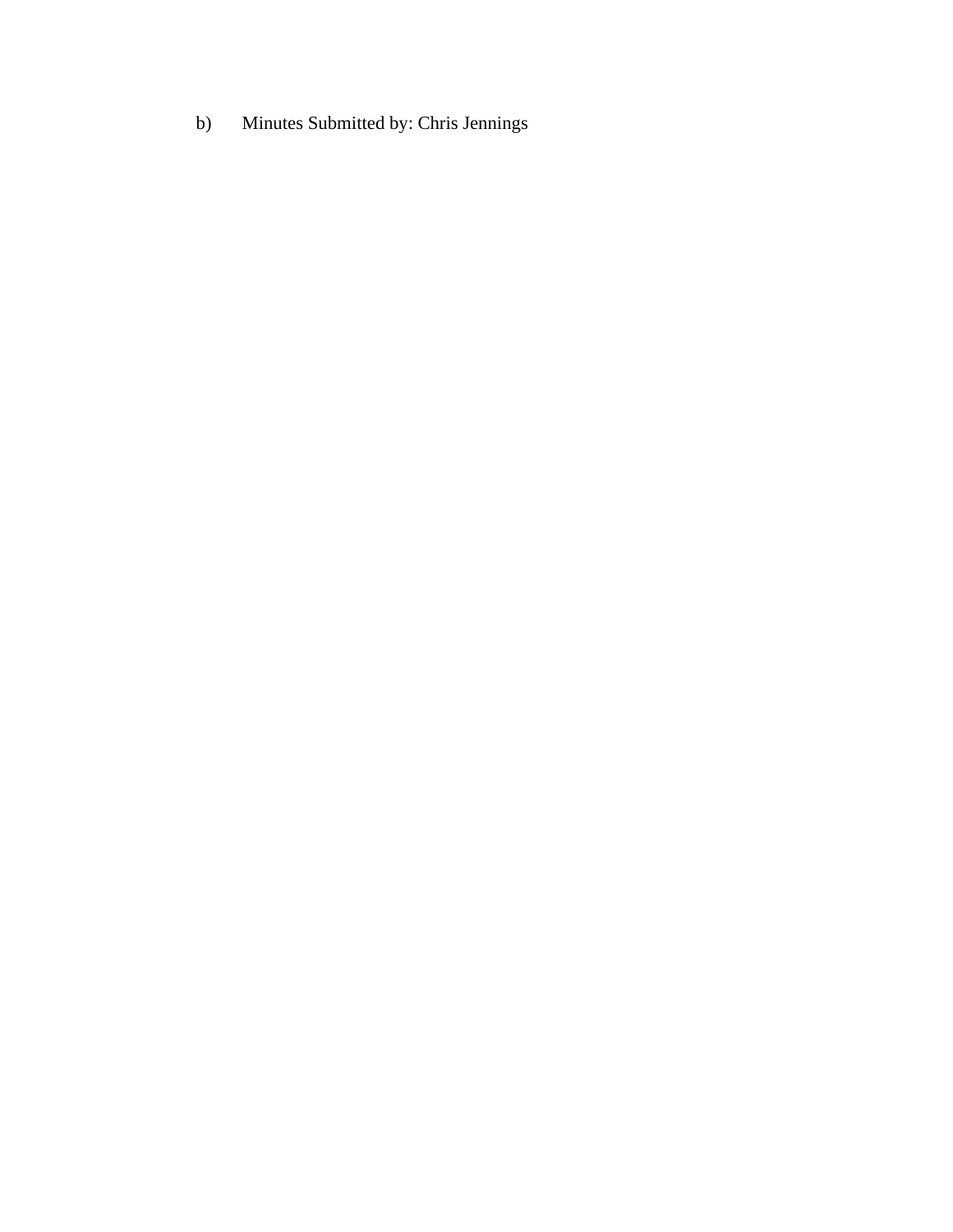b) Minutes Submitted by: Chris Jennings